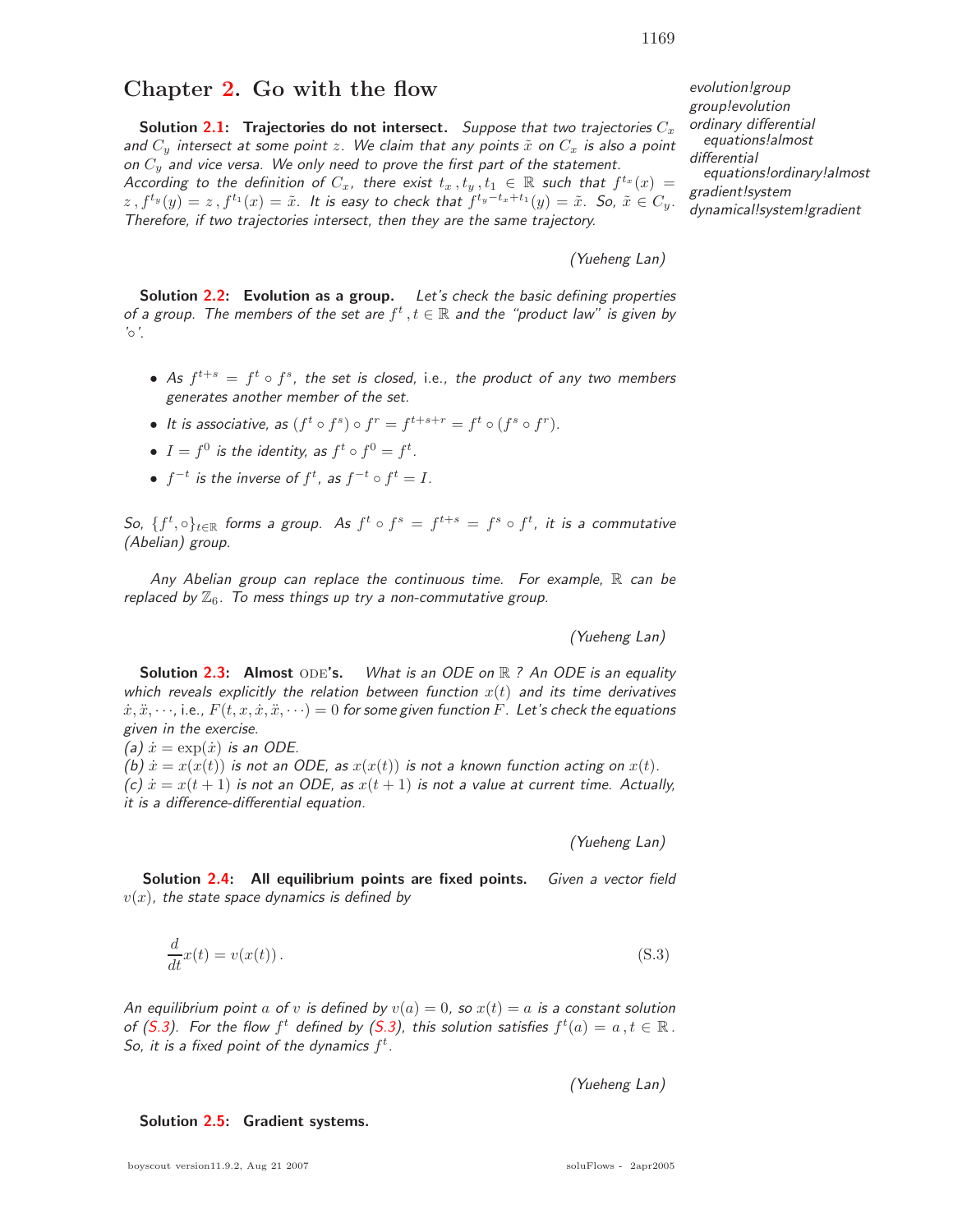## Chapter 2. Go with the flow

**Solution 2.1: Trajectories do not intersect.** *Suppose that two trajectories $C_x$ and $C_y$ intersect at some point $z$. We claim that any points $\tilde{x}$ on $C_x$ is also a point on $C_y$ and vice versa. We only need to prove the first part of the statement. According to the definition of $C_x$, there exist $t_x, t_y, t_1 \in \mathbb{R}$ such that $f^{t_x}(x) = z, f^{t_y}(y) = z, f^{t_1}(x) = \tilde{x}$. It is easy to check that $f^{t_y - t_x + t_1}(y) = \tilde{x}$. So, $\tilde{x} \in C_y$. Therefore, if two trajectories intersect, then they are the same trajectory.*

*(Yueheng Lan)*

**Solution 2.2: Evolution as a group.** *Let's check the basic defining properties of a group. The members of the set are $f^t, t \in \mathbb{R}$ and the "product law" is given by '$\circ$'.*

- *As $f^{t+s} = f^t \circ f^s$, the set is closed,* i.e., *the product of any two members generates another member of the set.*
- *It is associative, as $(f^t \circ f^s) \circ f^r = f^{t+s+r} = f^t \circ (f^s \circ f^r)$.*
- *$I = f^0$ is the identity, as $f^t \circ f^0 = f^t$.*
- *$f^{-t}$ is the inverse of $f^t$, as $f^{-t} \circ f^t = I$.*

*So, $\{f^t, \circ\}_{t \in \mathbb{R}}$ forms a group. As $f^t \circ f^s = f^{t+s} = f^s \circ f^t$, it is a commutative (Abelian) group.*

*Any Abelian group can replace the continuous time. For example, $\mathbb{R}$ can be replaced by $\mathbb{Z}_6$. To mess things up try a non-commutative group.*

*(Yueheng Lan)*

**Solution 2.3: Almost ODE's.** *What is an ODE on $\mathbb{R}$ ? An ODE is an equality which reveals explicitly the relation between function $x(t)$ and its time derivatives $\dot{x}, \ddot{x}, \cdots$,* i.e., *$F(t, x, \dot{x}, \ddot{x}, \cdots) = 0$ for some given function $F$. Let's check the equations given in the exercise.*
*(a) $\dot{x} = \exp(\dot{x})$ is an ODE.*
*(b) $\dot{x} = x(x(t))$ is not an ODE, as $x(x(t))$ is not a known function acting on $x(t)$.*
*(c) $\dot{x} = x(t+1)$ is not an ODE, as $x(t+1)$ is not a value at current time. Actually, it is a difference-differential equation.*

*(Yueheng Lan)*

**Solution 2.4: All equilibrium points are fixed points.** *Given a vector field $v(x)$, the state space dynamics is defined by*

$$\frac{d}{dt}x(t) = v(x(t)) \,. \tag{S.3}$$

*An equilibrium point $a$ of $v$ is defined by $v(a) = 0$, so $x(t) = a$ is a constant solution of (S.3). For the flow $f^t$ defined by (S.3), this solution satisfies $f^t(a) = a, t \in \mathbb{R}$. So, it is a fixed point of the dynamics $f^t$.*

*(Yueheng Lan)*

**Solution 2.5: Gradient systems.**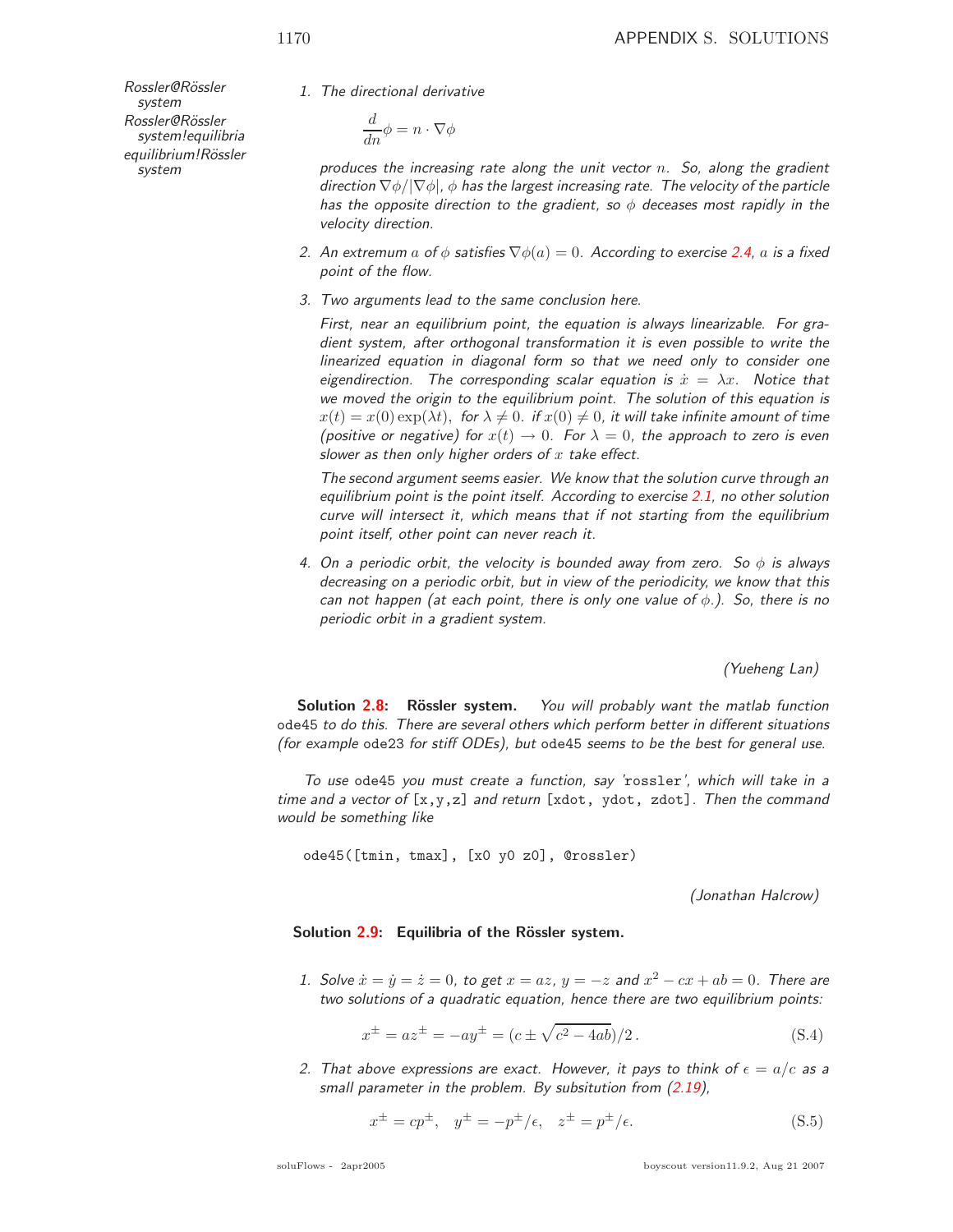1. The directional derivative

   $$\frac{d}{dn}\phi = n \cdot \nabla\phi$$

   produces the increasing rate along the unit vector $n$. So, along the gradient direction $\nabla\phi/|\nabla\phi|$, $\phi$ has the largest increasing rate. The velocity of the particle has the opposite direction to the gradient, so $\phi$ deceases most rapidly in the velocity direction.

2. An extremum $a$ of $\phi$ satisfies $\nabla\phi(a) = 0$. According to exercise 2.4, $a$ is a fixed point of the flow.

3. Two arguments lead to the same conclusion here.

   First, near an equilibrium point, the equation is always linearizable. For gradient system, after orthogonal transformation it is even possible to write the linearized equation in diagonal form so that we need only to consider one eigendirection. The corresponding scalar equation is $\dot{x} = \lambda x$. Notice that we moved the origin to the equilibrium point. The solution of this equation is $x(t) = x(0)\exp(\lambda t)$, for $\lambda \neq 0$. if $x(0) \neq 0$, it will take infinite amount of time (positive or negative) for $x(t) \to 0$. For $\lambda = 0$, the approach to zero is even slower as then only higher orders of $x$ take effect.

   The second argument seems easier. We know that the solution curve through an equilibrium point is the point itself. According to exercise 2.1, no other solution curve will intersect it, which means that if not starting from the equilibrium point itself, other point can never reach it.

4. On a periodic orbit, the velocity is bounded away from zero. So $\phi$ is always decreasing on a periodic orbit, but in view of the periodicity, we know that this can not happen (at each point, there is only one value of $\phi$.). So, there is no periodic orbit in a gradient system.

(Yueheng Lan)

**Solution 2.8: Rössler system.** You will probably want the matlab function `ode45` to do this. There are several others which perform better in different situations (for example `ode23` for stiff ODEs), but `ode45` seems to be the best for general use.

To use `ode45` you must create a function, say 'rossler', which will take in a time and a vector of `[x,y,z]` and return `[xdot, ydot, zdot]`. Then the command would be something like

```
ode45([tmin, tmax], [x0 y0 z0], @rossler)
```

(Jonathan Halcrow)

**Solution 2.9: Equilibria of the Rössler system.**

1. Solve $\dot{x} = \dot{y} = \dot{z} = 0$, to get $x = az$, $y = -z$ and $x^2 - cx + ab = 0$. There are two solutions of a quadratic equation, hence there are two equilibrium points:

   $$x^{\pm} = az^{\pm} = -ay^{\pm} = (c \pm \sqrt{c^2 - 4ab})/2\,. \tag{S.4}$$

2. That above expressions are exact. However, it pays to think of $\epsilon = a/c$ as a small parameter in the problem. By subsitution from (2.19),

   $$x^{\pm} = cp^{\pm}, \quad y^{\pm} = -p^{\pm}/\epsilon, \quad z^{\pm} = p^{\pm}/\epsilon. \tag{S.5}$$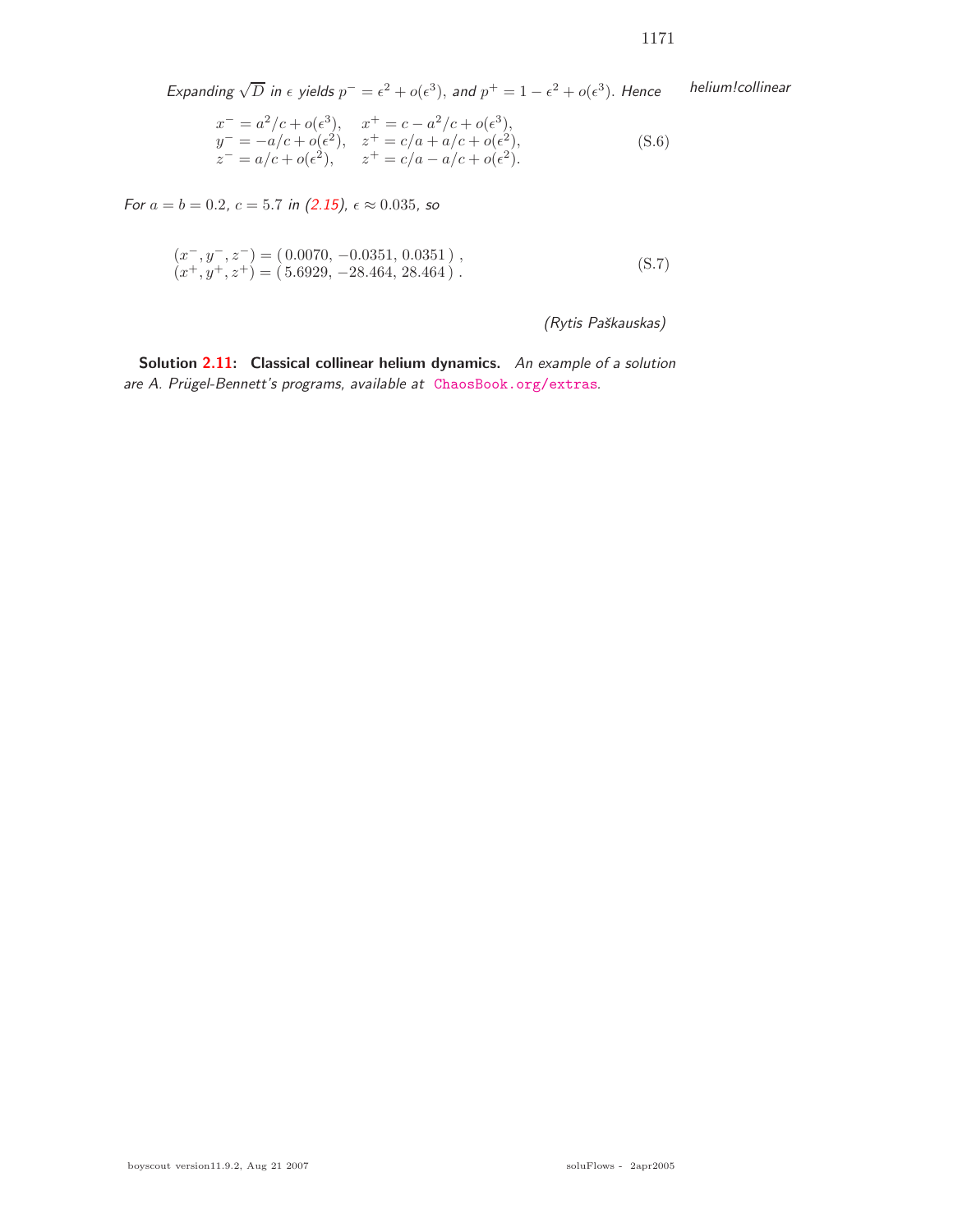*Expanding $\sqrt{D}$ in $\epsilon$ yields $p^- = \epsilon^2 + o(\epsilon^3)$, and $p^+ = 1 - \epsilon^2 + o(\epsilon^3)$. Hence* *helium!collinear*

$$
\begin{array}{ll}
x^- = a^2/c + o(\epsilon^3), & x^+ = c - a^2/c + o(\epsilon^3), \\
y^- = -a/c + o(\epsilon^2), & z^+ = c/a + a/c + o(\epsilon^2), \\
z^- = a/c + o(\epsilon^2), & z^+ = c/a - a/c + o(\epsilon^2).
\end{array}
\tag{S.6}
$$

*For $a = b = 0.2$, $c = 5.7$ in (2.15), $\epsilon \approx 0.035$, so*

$$
\begin{array}{l}
(x^-, y^-, z^-) = (\, 0.0070, \, -0.0351, \, 0.0351 \,) \, , \\
(x^+, y^+, z^+) = (\, 5.6929, \, -28.464, \, 28.464 \,) \, .
\end{array}
\tag{S.7}
$$

*(Rytis Paškauskas)*

**Solution 2.11: Classical collinear helium dynamics.** *An example of a solution are A. Prügel-Bennett's programs, available at* ChaosBook.org/extras*.*